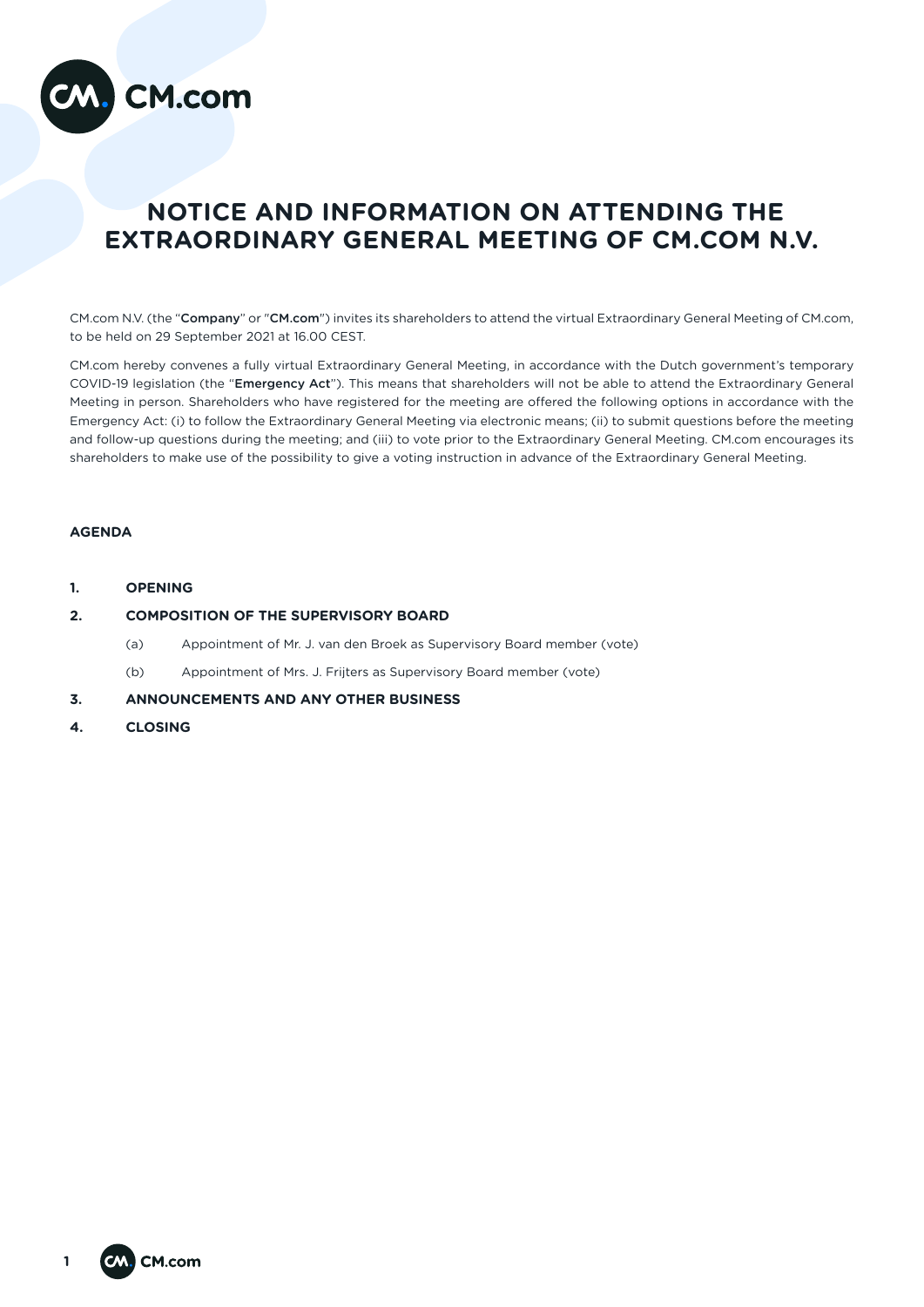# NOTICE AND INFORMATION ON ATTENDING THE EXTRAORDINARY GENERAL MEETING OF CM.COM N.V.

CM.com N.V. (the "**Company**" or "**CM.com**") invites its shareholders to attend the virtual Extraordinary General Meeting of CM.com, to be held on 29 September 2021 at 16.00 CEST.

CM.com hereby convenes a fully virtual Extraordinary General Meeting, in accordance with the Dutch government's temporary COVID-19 legislation (the "**Emergency Act**"). This means that shareholders will not be able to attend the Extraordinary General Meeting in person. Shareholders who have registered for the meeting are offered the following options in accordance with the Emergency Act: (i) to follow the Extraordinary General Meeting via electronic means; (ii) to submit questions before the meeting and follow-up questions during the meeting; and (iii) to vote prior to the Extraordinary General Meeting. CM.com encourages its shareholders to make use of the possibility to give a voting instruction in advance of the Extraordinary General Meeting.

## AGENDA

1. **OPENING**
2. **COMPOSITION OF THE SUPERVISORY BOARD**
   - (a) Appointment of Mr. J. van den Broek as Supervisory Board member (vote)
   - (b) Appointment of Mrs. J. Frijters as Supervisory Board member (vote)
3. **ANNOUNCEMENTS AND ANY OTHER BUSINESS**
4. **CLOSING**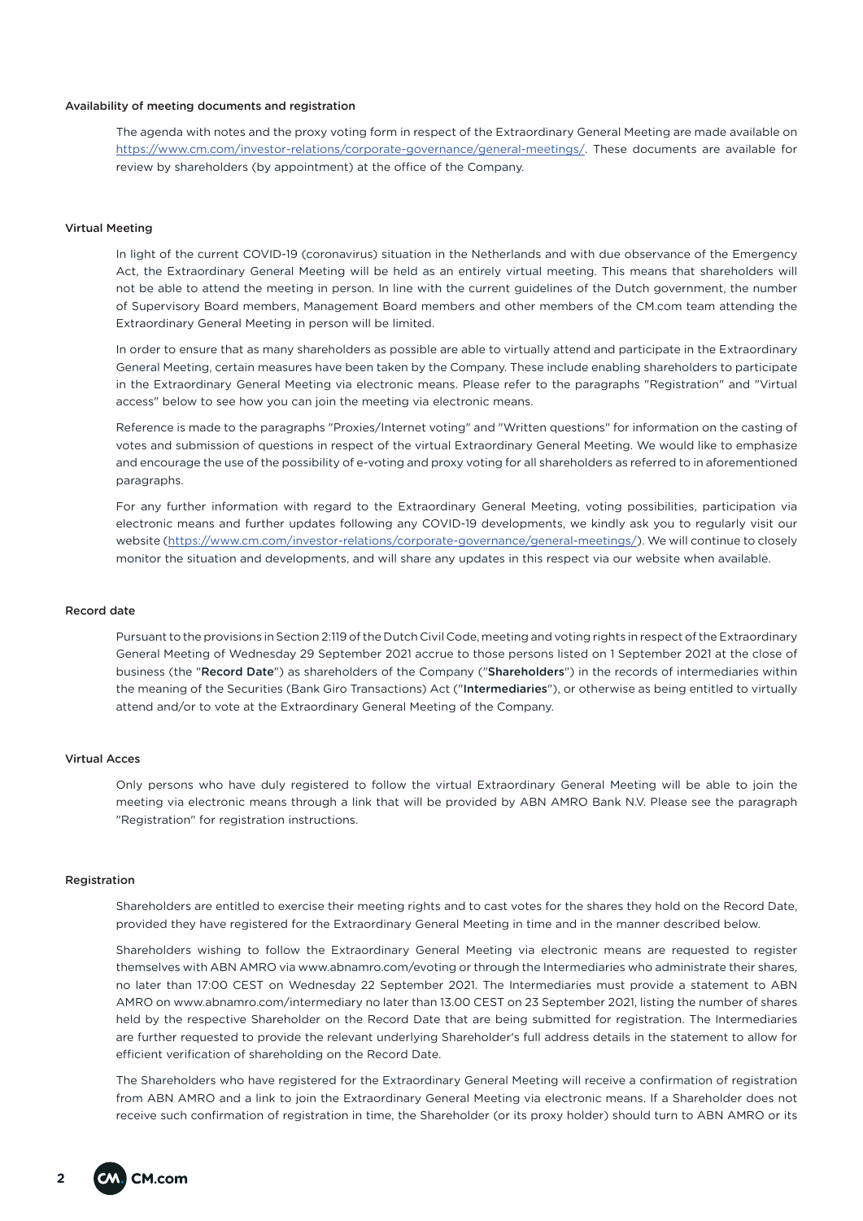## Availability of meeting documents and registration

The agenda with notes and the proxy voting form in respect of the Extraordinary General Meeting are made available on https://www.cm.com/investor-relations/corporate-governance/general-meetings/. These documents are available for review by shareholders (by appointment) at the office of the Company.

## Virtual Meeting

In light of the current COVID-19 (coronavirus) situation in the Netherlands and with due observance of the Emergency Act, the Extraordinary General Meeting will be held as an entirely virtual meeting. This means that shareholders will not be able to attend the meeting in person. In line with the current guidelines of the Dutch government, the number of Supervisory Board members, Management Board members and other members of the CM.com team attending the Extraordinary General Meeting in person will be limited.

In order to ensure that as many shareholders as possible are able to virtually attend and participate in the Extraordinary General Meeting, certain measures have been taken by the Company. These include enabling shareholders to participate in the Extraordinary General Meeting via electronic means. Please refer to the paragraphs "Registration" and "Virtual access" below to see how you can join the meeting via electronic means.

Reference is made to the paragraphs "Proxies/Internet voting" and "Written questions" for information on the casting of votes and submission of questions in respect of the virtual Extraordinary General Meeting. We would like to emphasize and encourage the use of the possibility of e-voting and proxy voting for all shareholders as referred to in aforementioned paragraphs.

For any further information with regard to the Extraordinary General Meeting, voting possibilities, participation via electronic means and further updates following any COVID-19 developments, we kindly ask you to regularly visit our website (https://www.cm.com/investor-relations/corporate-governance/general-meetings/). We will continue to closely monitor the situation and developments, and will share any updates in this respect via our website when available.

## Record date

Pursuant to the provisions in Section 2:119 of the Dutch Civil Code, meeting and voting rights in respect of the Extraordinary General Meeting of Wednesday 29 September 2021 accrue to those persons listed on 1 September 2021 at the close of business (the "**Record Date**") as shareholders of the Company ("**Shareholders**") in the records of intermediaries within the meaning of the Securities (Bank Giro Transactions) Act ("**Intermediaries**"), or otherwise as being entitled to virtually attend and/or to vote at the Extraordinary General Meeting of the Company.

## Virtual Acces

Only persons who have duly registered to follow the virtual Extraordinary General Meeting will be able to join the meeting via electronic means through a link that will be provided by ABN AMRO Bank N.V. Please see the paragraph "Registration" for registration instructions.

## Registration

Shareholders are entitled to exercise their meeting rights and to cast votes for the shares they hold on the Record Date, provided they have registered for the Extraordinary General Meeting in time and in the manner described below.

Shareholders wishing to follow the Extraordinary General Meeting via electronic means are requested to register themselves with ABN AMRO via www.abnamro.com/evoting or through the Intermediaries who administrate their shares, no later than 17:00 CEST on Wednesday 22 September 2021. The Intermediaries must provide a statement to ABN AMRO on www.abnamro.com/intermediary no later than 13.00 CEST on 23 September 2021, listing the number of shares held by the respective Shareholder on the Record Date that are being submitted for registration. The Intermediaries are further requested to provide the relevant underlying Shareholder's full address details in the statement to allow for efficient verification of shareholding on the Record Date.

The Shareholders who have registered for the Extraordinary General Meeting will receive a confirmation of registration from ABN AMRO and a link to join the Extraordinary General Meeting via electronic means. If a Shareholder does not receive such confirmation of registration in time, the Shareholder (or its proxy holder) should turn to ABN AMRO or its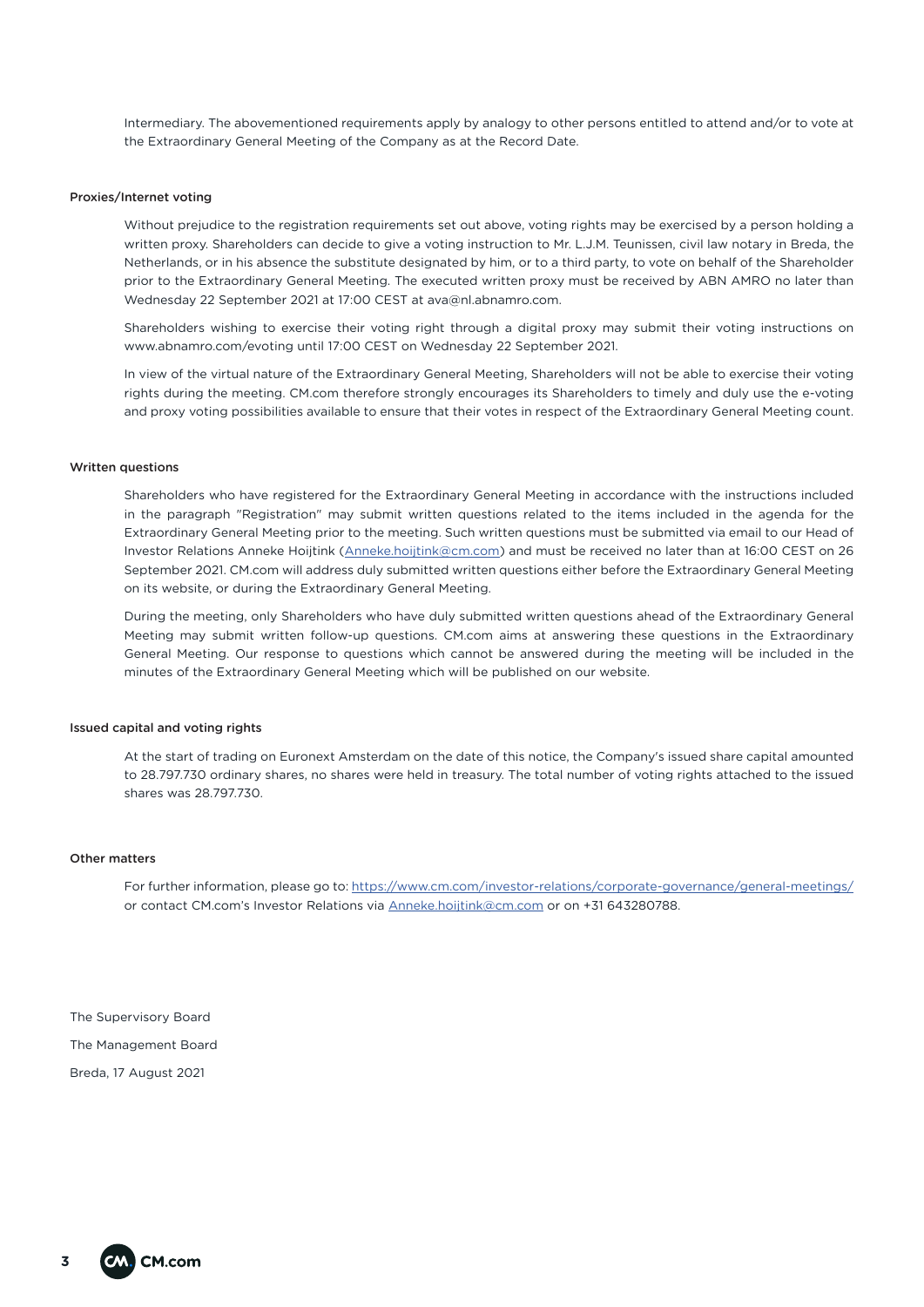Intermediary. The abovementioned requirements apply by analogy to other persons entitled to attend and/or to vote at the Extraordinary General Meeting of the Company as at the Record Date.

## Proxies/Internet voting

Without prejudice to the registration requirements set out above, voting rights may be exercised by a person holding a written proxy. Shareholders can decide to give a voting instruction to Mr. L.J.M. Teunissen, civil law notary in Breda, the Netherlands, or in his absence the substitute designated by him, or to a third party, to vote on behalf of the Shareholder prior to the Extraordinary General Meeting. The executed written proxy must be received by ABN AMRO no later than Wednesday 22 September 2021 at 17:00 CEST at ava@nl.abnamro.com.

Shareholders wishing to exercise their voting right through a digital proxy may submit their voting instructions on www.abnamro.com/evoting until 17:00 CEST on Wednesday 22 September 2021.

In view of the virtual nature of the Extraordinary General Meeting, Shareholders will not be able to exercise their voting rights during the meeting. CM.com therefore strongly encourages its Shareholders to timely and duly use the e-voting and proxy voting possibilities available to ensure that their votes in respect of the Extraordinary General Meeting count.

## Written questions

Shareholders who have registered for the Extraordinary General Meeting in accordance with the instructions included in the paragraph "Registration" may submit written questions related to the items included in the agenda for the Extraordinary General Meeting prior to the meeting. Such written questions must be submitted via email to our Head of Investor Relations Anneke Hoijtink ([Anneke.hoijtink@cm.com](mailto:Anneke.hoijtink@cm.com)) and must be received no later than at 16:00 CEST on 26 September 2021. CM.com will address duly submitted written questions either before the Extraordinary General Meeting on its website, or during the Extraordinary General Meeting.

During the meeting, only Shareholders who have duly submitted written questions ahead of the Extraordinary General Meeting may submit written follow-up questions. CM.com aims at answering these questions in the Extraordinary General Meeting. Our response to questions which cannot be answered during the meeting will be included in the minutes of the Extraordinary General Meeting which will be published on our website.

## Issued capital and voting rights

At the start of trading on Euronext Amsterdam on the date of this notice, the Company's issued share capital amounted to 28.797.730 ordinary shares, no shares were held in treasury. The total number of voting rights attached to the issued shares was 28.797.730.

## Other matters

For further information, please go to: [https://www.cm.com/investor-relations/corporate-governance/general-meetings/](https://www.cm.com/investor-relations/corporate-governance/general-meetings/) or contact CM.com's Investor Relations via [Anneke.hoijtink@cm.com](mailto:Anneke.hoijtink@cm.com) or on +31 643280788.

The Supervisory Board

The Management Board

Breda, 17 August 2021